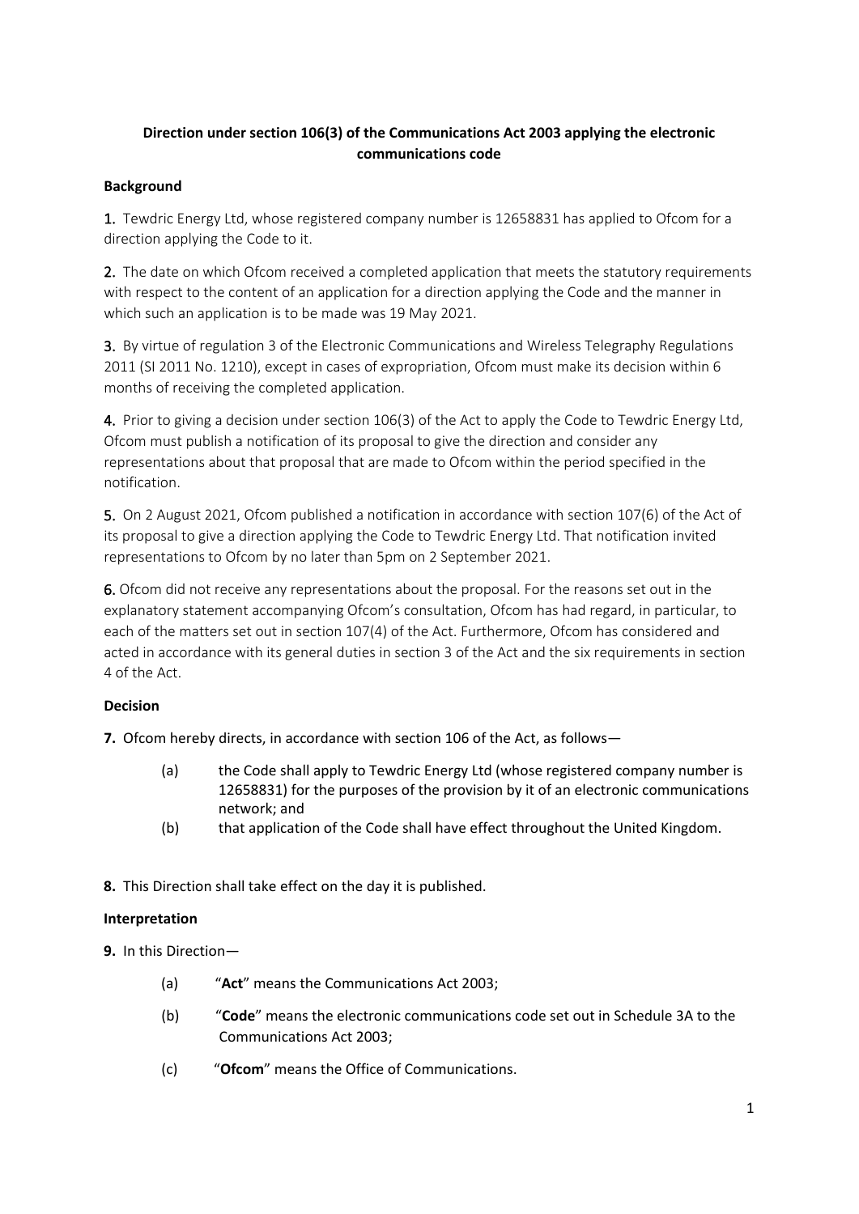**Direction under section 106(3) of the Communications Act 2003 applying the electronic communications code**

**Background**

**1.** Tewdric Energy Ltd, whose registered company number is 12658831 has applied to Ofcom for a direction applying the Code to it.

**2.** The date on which Ofcom received a completed application that meets the statutory requirements with respect to the content of an application for a direction applying the Code and the manner in which such an application is to be made was 19 May 2021.

**3.** By virtue of regulation 3 of the Electronic Communications and Wireless Telegraphy Regulations 2011 (SI 2011 No. 1210), except in cases of expropriation, Ofcom must make its decision within 6 months of receiving the completed application.

**4.** Prior to giving a decision under section 106(3) of the Act to apply the Code to Tewdric Energy Ltd, Ofcom must publish a notification of its proposal to give the direction and consider any representations about that proposal that are made to Ofcom within the period specified in the notification.

**5.** On 2 August 2021, Ofcom published a notification in accordance with section 107(6) of the Act of its proposal to give a direction applying the Code to Tewdric Energy Ltd. That notification invited representations to Ofcom by no later than 5pm on 2 September 2021.

**6.** Ofcom did not receive any representations about the proposal. For the reasons set out in the explanatory statement accompanying Ofcom's consultation, Ofcom has had regard, in particular, to each of the matters set out in section 107(4) of the Act. Furthermore, Ofcom has considered and acted in accordance with its general duties in section 3 of the Act and the six requirements in section 4 of the Act.

**Decision**

**7.** Ofcom hereby directs, in accordance with section 106 of the Act, as follows—

- (a) the Code shall apply to Tewdric Energy Ltd (whose registered company number is 12658831) for the purposes of the provision by it of an electronic communications network; and
- (b) that application of the Code shall have effect throughout the United Kingdom.

**8.** This Direction shall take effect on the day it is published.

**Interpretation**

**9.** In this Direction—

- (a) "**Act**" means the Communications Act 2003;
- (b) "**Code**" means the electronic communications code set out in Schedule 3A to the Communications Act 2003;
- (c) "**Ofcom**" means the Office of Communications.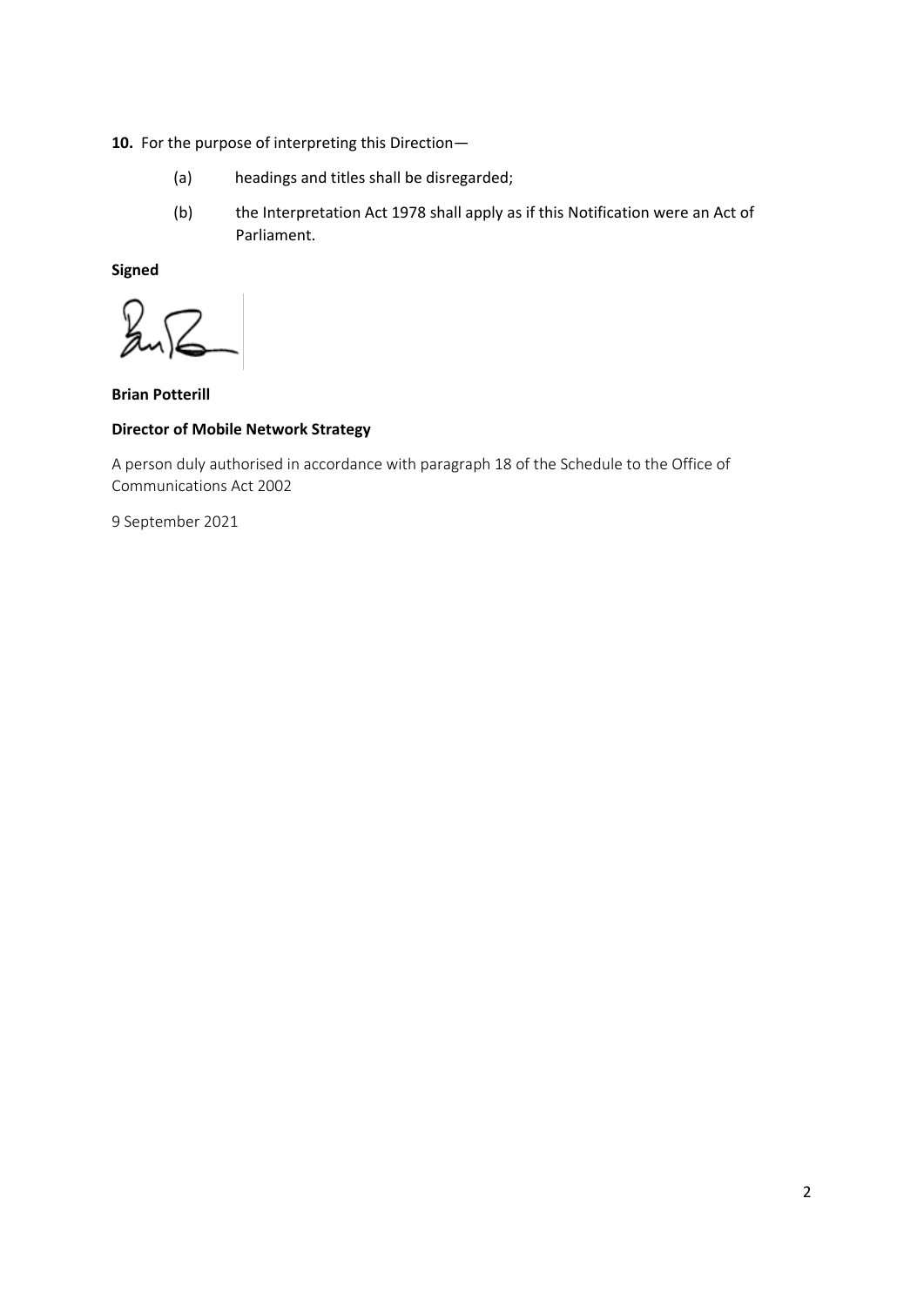**10.** For the purpose of interpreting this Direction—

(a) headings and titles shall be disregarded;

(b) the Interpretation Act 1978 shall apply as if this Notification were an Act of Parliament.

**Signed**

**Brian Potterill**

**Director of Mobile Network Strategy**

A person duly authorised in accordance with paragraph 18 of the Schedule to the Office of Communications Act 2002

9 September 2021